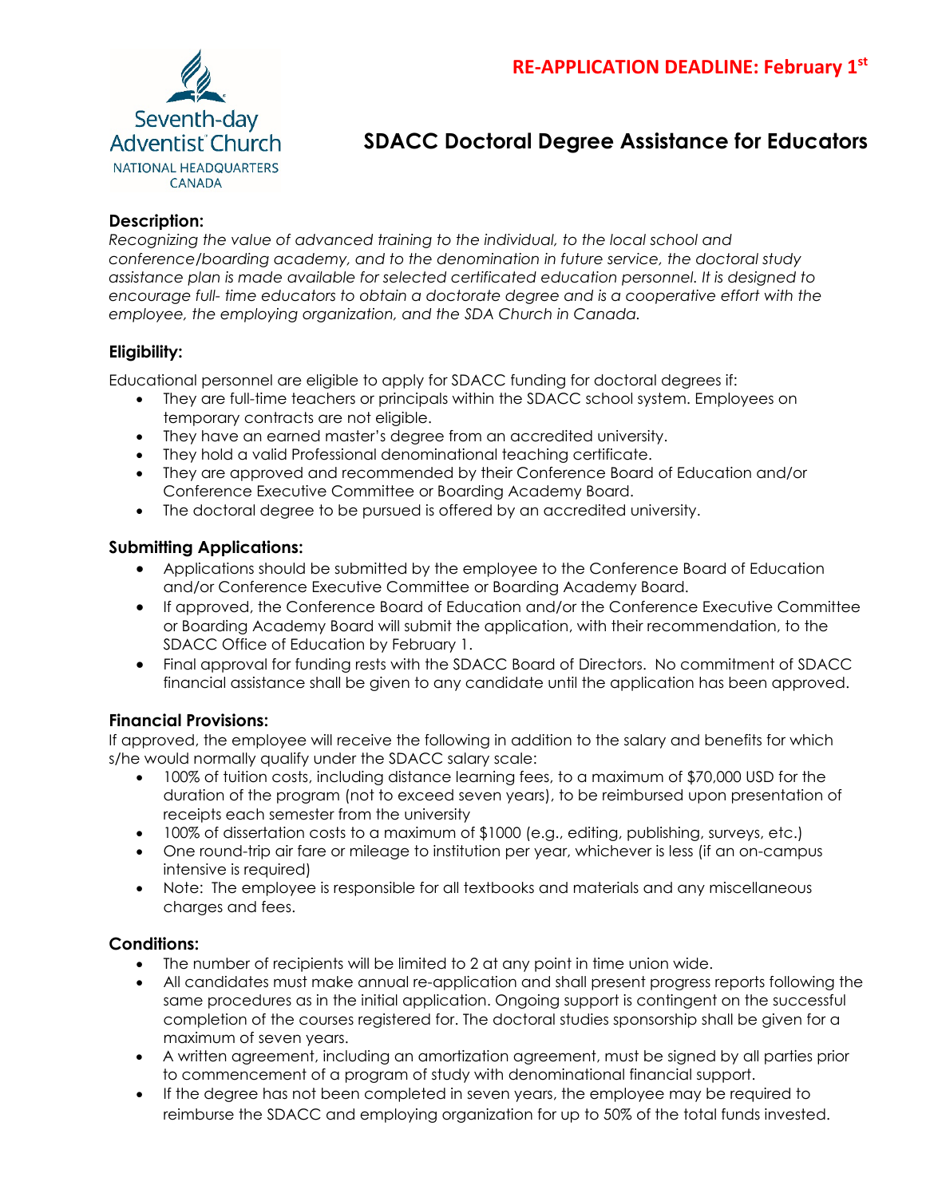Seventh-day Adventist Church
NATIONAL HEADQUARTERS
CANADA

**RE-APPLICATION DEADLINE: February 1st**

# SDACC Doctoral Degree Assistance for Educators

### Description:

*Recognizing the value of advanced training to the individual, to the local school and conference/boarding academy, and to the denomination in future service, the doctoral study assistance plan is made available for selected certificated education personnel. It is designed to encourage full- time educators to obtain a doctorate degree and is a cooperative effort with the employee, the employing organization, and the SDA Church in Canada.*

### Eligibility:

Educational personnel are eligible to apply for SDACC funding for doctoral degrees if:

- They are full-time teachers or principals within the SDACC school system. Employees on temporary contracts are not eligible.
- They have an earned master's degree from an accredited university.
- They hold a valid Professional denominational teaching certificate.
- They are approved and recommended by their Conference Board of Education and/or Conference Executive Committee or Boarding Academy Board.
- The doctoral degree to be pursued is offered by an accredited university.

### Submitting Applications:

- Applications should be submitted by the employee to the Conference Board of Education and/or Conference Executive Committee or Boarding Academy Board.
- If approved, the Conference Board of Education and/or the Conference Executive Committee or Boarding Academy Board will submit the application, with their recommendation, to the SDACC Office of Education by February 1.
- Final approval for funding rests with the SDACC Board of Directors. No commitment of SDACC financial assistance shall be given to any candidate until the application has been approved.

### Financial Provisions:

If approved, the employee will receive the following in addition to the salary and benefits for which s/he would normally qualify under the SDACC salary scale:

- 100% of tuition costs, including distance learning fees, to a maximum of $70,000 USD for the duration of the program (not to exceed seven years), to be reimbursed upon presentation of receipts each semester from the university
- 100% of dissertation costs to a maximum of $1000 (e.g., editing, publishing, surveys, etc.)
- One round-trip air fare or mileage to institution per year, whichever is less (if an on-campus intensive is required)
- Note: The employee is responsible for all textbooks and materials and any miscellaneous charges and fees.

### Conditions:

- The number of recipients will be limited to 2 at any point in time union wide.
- All candidates must make annual re-application and shall present progress reports following the same procedures as in the initial application. Ongoing support is contingent on the successful completion of the courses registered for. The doctoral studies sponsorship shall be given for a maximum of seven years.
- A written agreement, including an amortization agreement, must be signed by all parties prior to commencement of a program of study with denominational financial support.
- If the degree has not been completed in seven years, the employee may be required to reimburse the SDACC and employing organization for up to 50% of the total funds invested.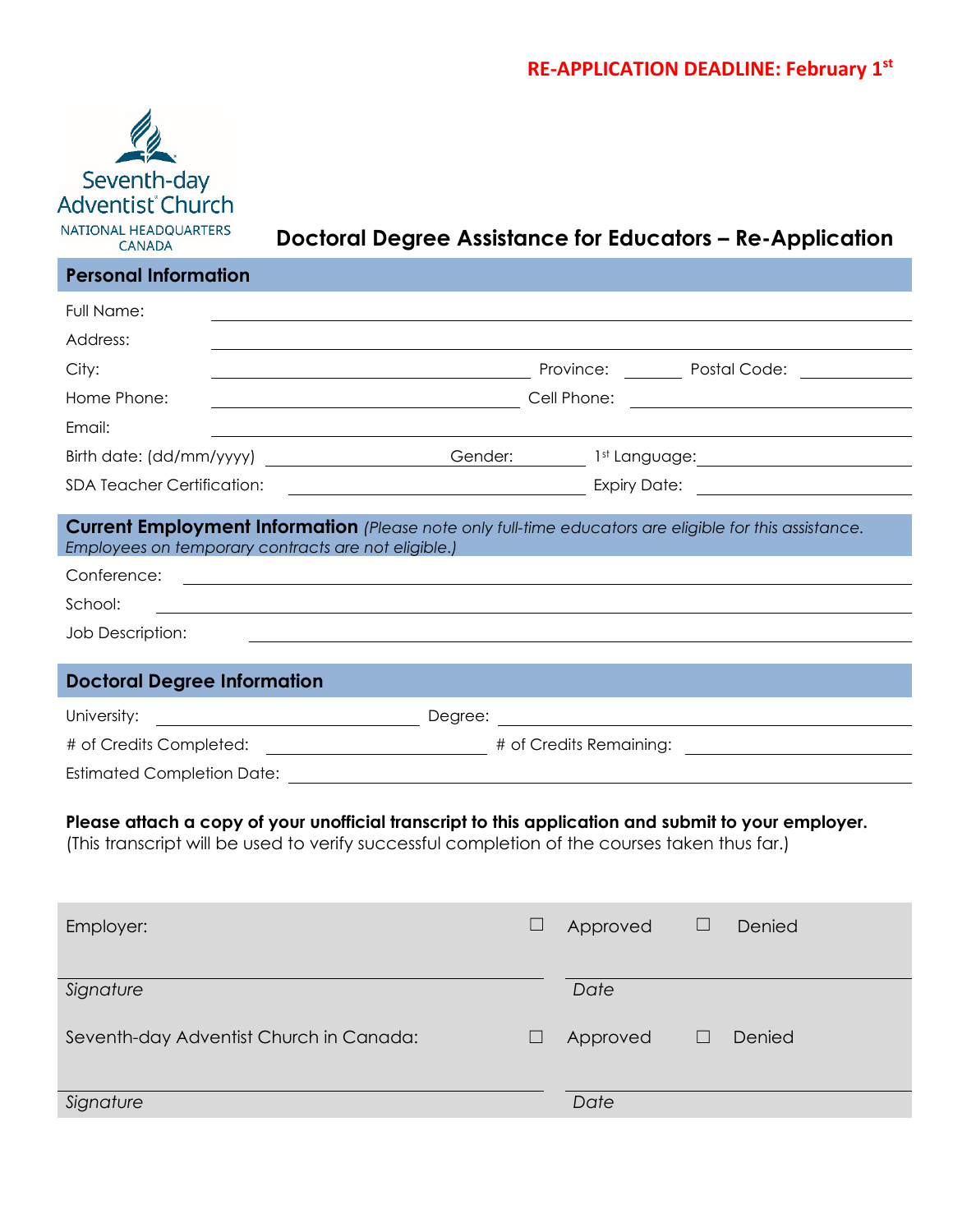**RE-APPLICATION DEADLINE: February 1st**

Seventh-day Adventist Church
NATIONAL HEADQUARTERS
CANADA

# Doctoral Degree Assistance for Educators – Re-Application

## Personal Information

Full Name: ______________________________

Address: ______________________________

City: ____________________ Province: ________ Postal Code: __________

Home Phone: ____________________ Cell Phone: ____________________

Email: ______________________________

Birth date: (dd/mm/yyyy) ____________ Gender: ________ 1st Language: ____________

SDA Teacher Certification: ____________________ Expiry Date: ____________

## Current Employment Information *(Please note only full-time educators are eligible for this assistance. Employees on temporary contracts are not eligible.)*

Conference: ______________________________

School: ______________________________

Job Description: ______________________________

## Doctoral Degree Information

University: ____________________ Degree: ____________________

# of Credits Completed: ____________________ # of Credits Remaining: ____________________

Estimated Completion Date: ______________________________

**Please attach a copy of your unofficial transcript to this application and submit to your employer.**
(This transcript will be used to verify successful completion of the courses taken thus far.)

Employer: ☐ Approved ☐ Denied

*Signature* ____________________ *Date* ____________________

Seventh-day Adventist Church in Canada: ☐ Approved ☐ Denied

*Signature* ____________________ *Date* ____________________